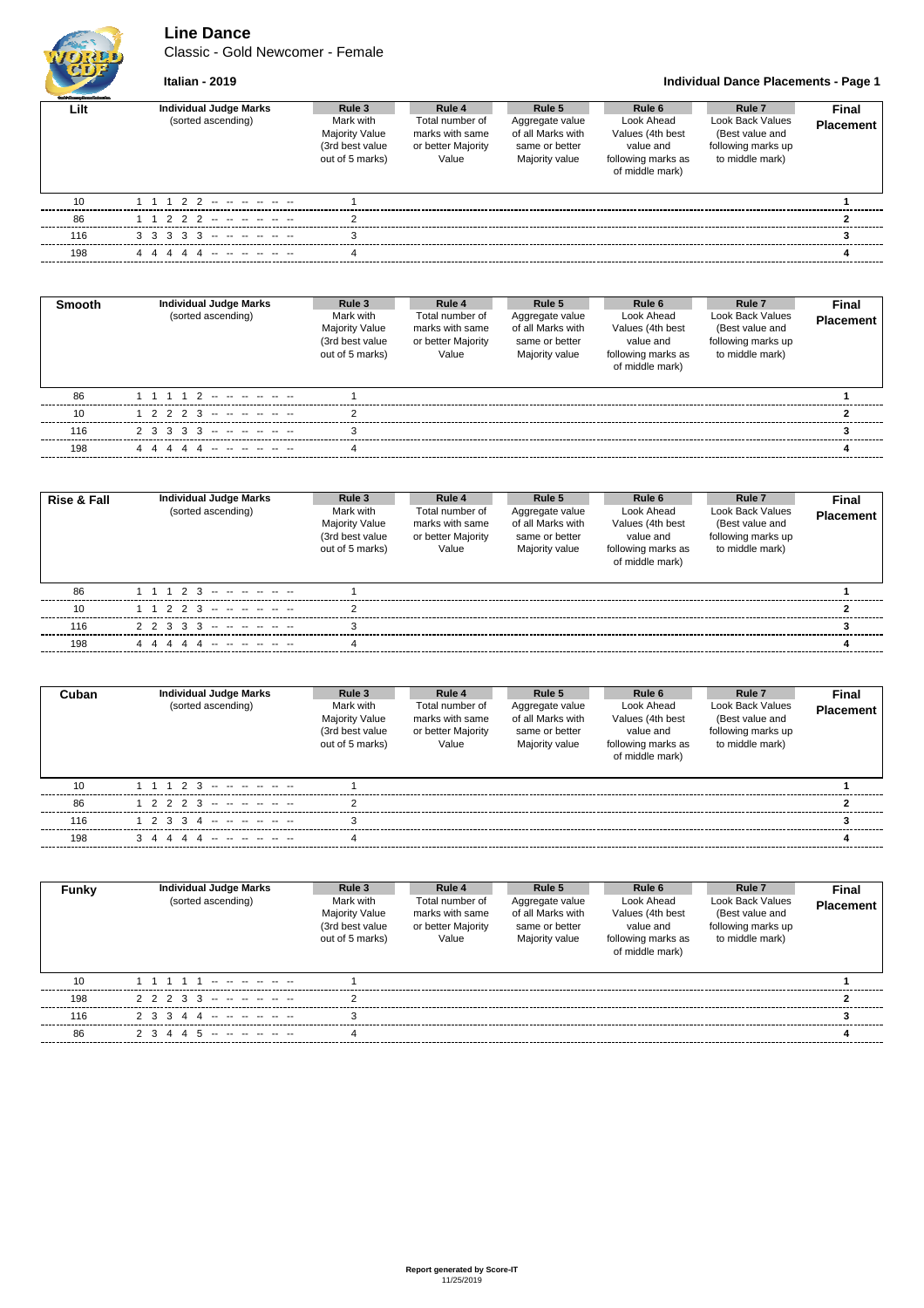# Line Dance

Classic - Gold Newcomer - Female

**Italian - 2019**

**Individual Dance Placements - Page 1**

| Lilt | Individual Judge Marks (sorted ascending) | Rule 3 Mark with Majority Value (3rd best value out of 5 marks) | Rule 4 Total number of marks with same or better Majority Value | Rule 5 Aggregate value of all Marks with same or better Majority value | Rule 6 Look Ahead Values (4th best value and following marks as of middle mark) | Rule 7 Look Back Values (Best value and following marks up to middle mark) | Final Placement |
|---|---|---|---|---|---|---|---|
| 10 | 1 1 1 2 2 -- -- -- -- -- -- | 1 | | | | | **1** |
| 86 | 1 1 2 2 2 -- -- -- -- -- -- | 2 | | | | | **2** |
| 116 | 3 3 3 3 3 -- -- -- -- -- -- | 3 | | | | | **3** |
| 198 | 4 4 4 4 4 -- -- -- -- -- -- | 4 | | | | | **4** |

| Smooth | Individual Judge Marks (sorted ascending) | Rule 3 Mark with Majority Value (3rd best value out of 5 marks) | Rule 4 Total number of marks with same or better Majority Value | Rule 5 Aggregate value of all Marks with same or better Majority value | Rule 6 Look Ahead Values (4th best value and following marks as of middle mark) | Rule 7 Look Back Values (Best value and following marks up to middle mark) | Final Placement |
|---|---|---|---|---|---|---|---|
| 86 | 1 1 1 1 2 -- -- -- -- -- -- | 1 | | | | | **1** |
| 10 | 1 2 2 2 3 -- -- -- -- -- -- | 2 | | | | | **2** |
| 116 | 2 3 3 3 3 -- -- -- -- -- -- | 3 | | | | | **3** |
| 198 | 4 4 4 4 4 -- -- -- -- -- -- | 4 | | | | | **4** |

| Rise & Fall | Individual Judge Marks (sorted ascending) | Rule 3 Mark with Majority Value (3rd best value out of 5 marks) | Rule 4 Total number of marks with same or better Majority Value | Rule 5 Aggregate value of all Marks with same or better Majority value | Rule 6 Look Ahead Values (4th best value and following marks as of middle mark) | Rule 7 Look Back Values (Best value and following marks up to middle mark) | Final Placement |
|---|---|---|---|---|---|---|---|
| 86 | 1 1 1 2 3 -- -- -- -- -- -- | 1 | | | | | **1** |
| 10 | 1 1 2 2 3 -- -- -- -- -- -- | 2 | | | | | **2** |
| 116 | 2 2 3 3 3 -- -- -- -- -- -- | 3 | | | | | **3** |
| 198 | 4 4 4 4 4 -- -- -- -- -- -- | 4 | | | | | **4** |

| Cuban | Individual Judge Marks (sorted ascending) | Rule 3 Mark with Majority Value (3rd best value out of 5 marks) | Rule 4 Total number of marks with same or better Majority Value | Rule 5 Aggregate value of all Marks with same or better Majority value | Rule 6 Look Ahead Values (4th best value and following marks as of middle mark) | Rule 7 Look Back Values (Best value and following marks up to middle mark) | Final Placement |
|---|---|---|---|---|---|---|---|
| 10 | 1 1 1 2 3 -- -- -- -- -- -- | 1 | | | | | **1** |
| 86 | 1 2 2 2 3 -- -- -- -- -- -- | 2 | | | | | **2** |
| 116 | 1 2 3 3 4 -- -- -- -- -- -- | 3 | | | | | **3** |
| 198 | 3 4 4 4 4 -- -- -- -- -- -- | 4 | | | | | **4** |

| Funky | Individual Judge Marks (sorted ascending) | Rule 3 Mark with Majority Value (3rd best value out of 5 marks) | Rule 4 Total number of marks with same or better Majority Value | Rule 5 Aggregate value of all Marks with same or better Majority value | Rule 6 Look Ahead Values (4th best value and following marks as of middle mark) | Rule 7 Look Back Values (Best value and following marks up to middle mark) | Final Placement |
|---|---|---|---|---|---|---|---|
| 10 | 1 1 1 1 1 -- -- -- -- -- -- | 1 | | | | | **1** |
| 198 | 2 2 2 3 3 -- -- -- -- -- -- | 2 | | | | | **2** |
| 116 | 2 3 3 4 4 -- -- -- -- -- -- | 3 | | | | | **3** |
| 86 | 2 3 4 4 5 -- -- -- -- -- -- | 4 | | | | | **4** |

**Report generated by Score-IT**
11/25/2019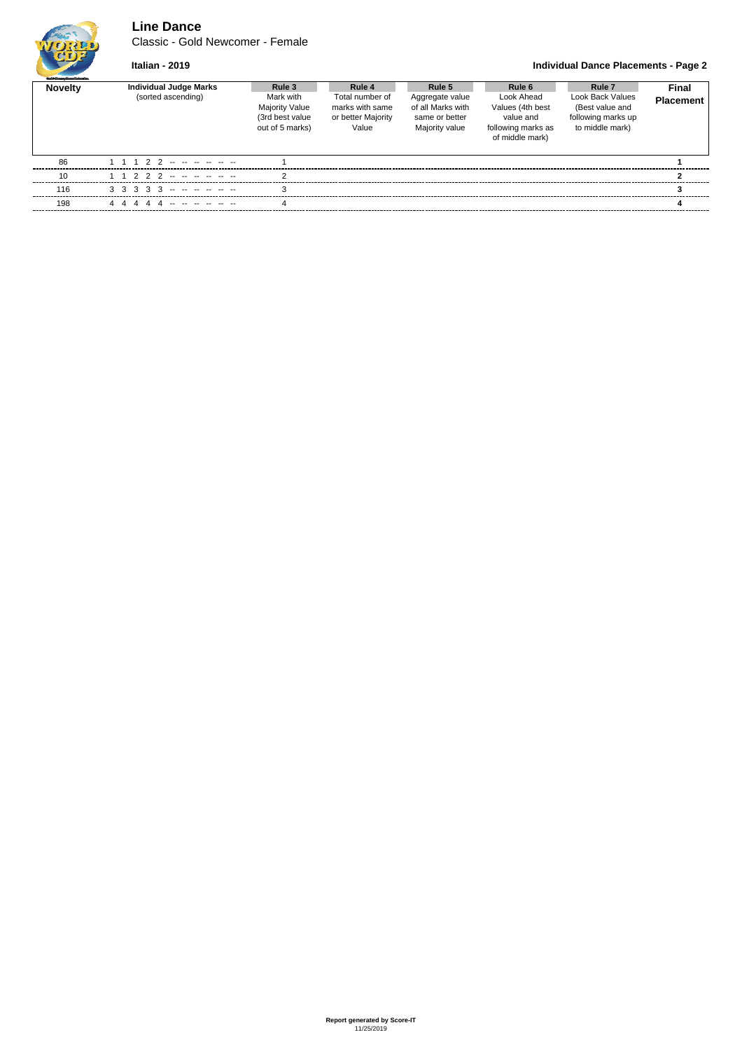# Line Dance

Classic - Gold Newcomer - Female

**Italian - 2019**

**Individual Dance Placements - Page 2**

| Novelty | Individual Judge Marks (sorted ascending) | Rule 3 Mark with Majority Value (3rd best value out of 5 marks) | Rule 4 Total number of marks with same or better Majority Value | Rule 5 Aggregate value of all Marks with same or better Majority value | Rule 6 Look Ahead Values (4th best value and following marks as of middle mark) | Rule 7 Look Back Values (Best value and following marks up to middle mark) | Final Placement |
|---|---|---|---|---|---|---|---|
| 86 | 1 1 1 2 2 -- -- -- -- -- -- | 1 | | | | | **1** |
| 10 | 1 1 2 2 2 -- -- -- -- -- -- | 2 | | | | | **2** |
| 116 | 3 3 3 3 3 -- -- -- -- -- -- | 3 | | | | | **3** |
| 198 | 4 4 4 4 4 -- -- -- -- -- -- | 4 | | | | | **4** |

**Report generated by Score-IT**
11/25/2019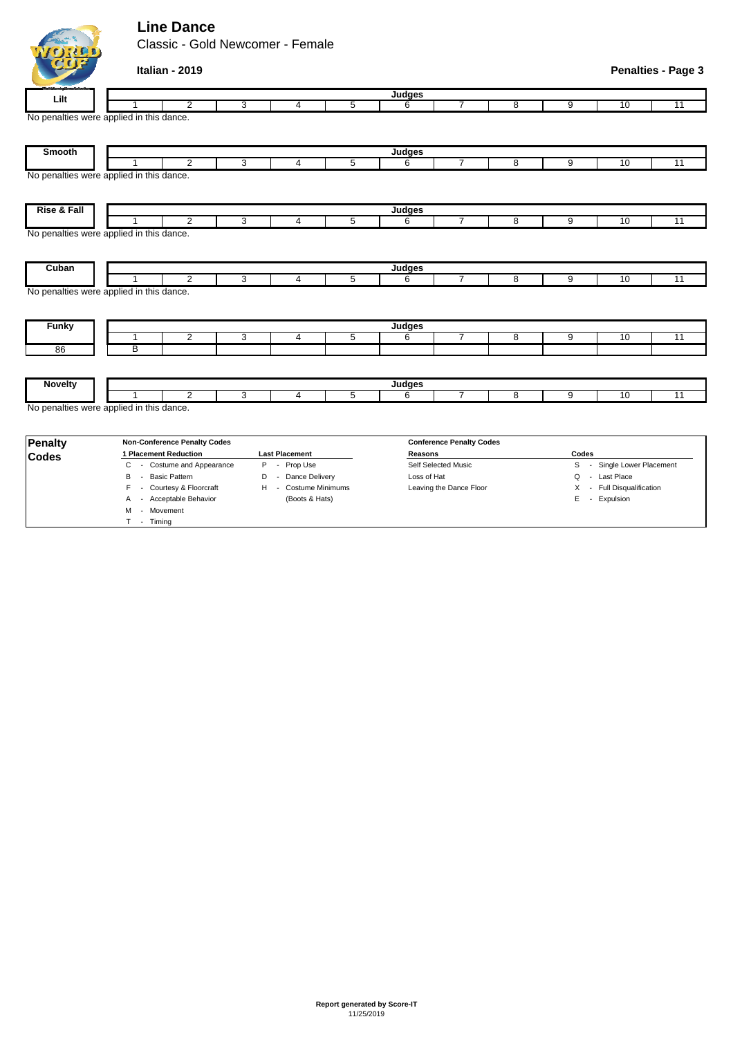# Line Dance

Classic - Gold Newcomer - Female

**Italian - 2019**

**Penalties - Page 3**

| Lilt | Judges | | | | | | | | | | |
|---|---|---|---|---|---|---|---|---|---|---|---|
| | 1 | 2 | 3 | 4 | 5 | 6 | 7 | 8 | 9 | 10 | 11 |

No penalties were applied in this dance.

| Smooth | Judges | | | | | | | | | | |
|---|---|---|---|---|---|---|---|---|---|---|---|
| | 1 | 2 | 3 | 4 | 5 | 6 | 7 | 8 | 9 | 10 | 11 |

No penalties were applied in this dance.

| Rise & Fall | Judges | | | | | | | | | | |
|---|---|---|---|---|---|---|---|---|---|---|---|
| | 1 | 2 | 3 | 4 | 5 | 6 | 7 | 8 | 9 | 10 | 11 |

No penalties were applied in this dance.

| Cuban | Judges | | | | | | | | | | |
|---|---|---|---|---|---|---|---|---|---|---|---|
| | 1 | 2 | 3 | 4 | 5 | 6 | 7 | 8 | 9 | 10 | 11 |

No penalties were applied in this dance.

| Funky | Judges | | | | | | | | | | |
|---|---|---|---|---|---|---|---|---|---|---|---|
| | 1 | 2 | 3 | 4 | 5 | 6 | 7 | 8 | 9 | 10 | 11 |
| 86 | B | | | | | | | | | | |

| Novelty | Judges | | | | | | | | | | |
|---|---|---|---|---|---|---|---|---|---|---|---|
| | 1 | 2 | 3 | 4 | 5 | 6 | 7 | 8 | 9 | 10 | 11 |

No penalties were applied in this dance.

## Penalty Codes

**Non-Conference Penalty Codes**

**1 Placement Reduction**
- C - Costume and Appearance
- B - Basic Pattern
- F - Courtesy & Floorcraft
- A - Acceptable Behavior
- M - Movement
- T - Timing

**Last Placement**
- P - Prop Use
- D - Dance Delivery
- H - Costume Minimums (Boots & Hats)

**Conference Penalty Codes**

| Reasons | Codes |
|---|---|
| Self Selected Music | S - Single Lower Placement |
| Loss of Hat | Q - Last Place |
| Leaving the Dance Floor | X - Full Disqualification |
| | E - Expulsion |

**Report generated by Score-IT**
11/25/2019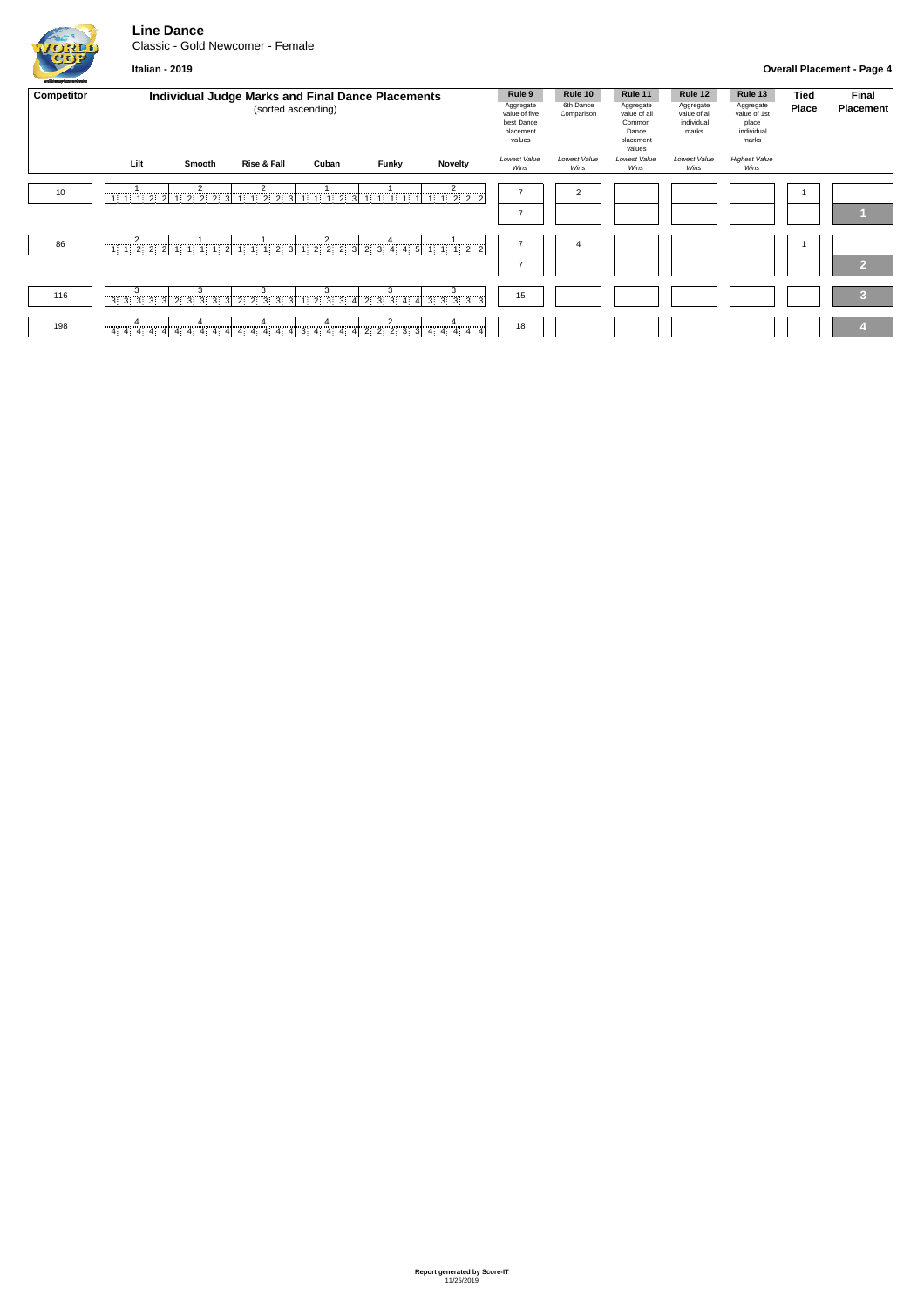**Line Dance**

Classic - Gold Newcomer - Female

**Italian - 2019**

**Overall Placement - Page 4**

| Competitor | Lilt | Smooth | Rise & Fall | Cuban | Funky | Novelty | Rule 9 Aggregate value of five best Dance placement values (Lowest Value Wins) | Rule 10 6th Dance Comparison (Lowest Value Wins) | Rule 11 Aggregate value of all Common Dance placement values (Lowest Value Wins) | Rule 12 Aggregate value of all individual marks (Lowest Value Wins) | Rule 13 Aggregate value of 1st place individual marks (Highest Value Wins) | Tied Place | Final Placement |
|---|---|---|---|---|---|---|---|---|---|---|---|---|---|
| 10 | 1 (1 1 1 2 2) | 2 (1 2 2 2 3) | 2 (1 1 2 2 3) | 1 (1 1 1 2 3) | 1 (1 1 1 1 1) | 2 (1 1 2 2 2) | 7 / 7 | 2 | | | | 1 | 1 |
| 86 | 2 (1 1 2 2 2) | 1 (1 1 1 1 2) | 1 (1 1 1 2 3) | 2 (1 2 2 2 3) | 4 (2 3 4 4 5) | 1 (1 1 1 2 2) | 7 / 7 | 4 | | | | 1 | 2 |
| 116 | 3 (3 3 3 3 3) | 3 (2 3 3 3 3) | 3 (2 2 3 3 3) | 3 (1 2 3 3 4) | 3 (2 3 3 4 4) | 3 (3 3 3 3 3) | 15 | | | | | | 3 |
| 198 | 4 (4 4 4 4 4) | 4 (4 4 4 4 4) | 4 (4 4 4 4 4) | 4 (3 4 4 4 4) | 2 (2 2 2 3 3) | 4 (4 4 4 4 4) | 18 | | | | | | 4 |

Individual Judge Marks and Final Dance Placements (sorted ascending)

**Report generated by Score-IT**
11/25/2019